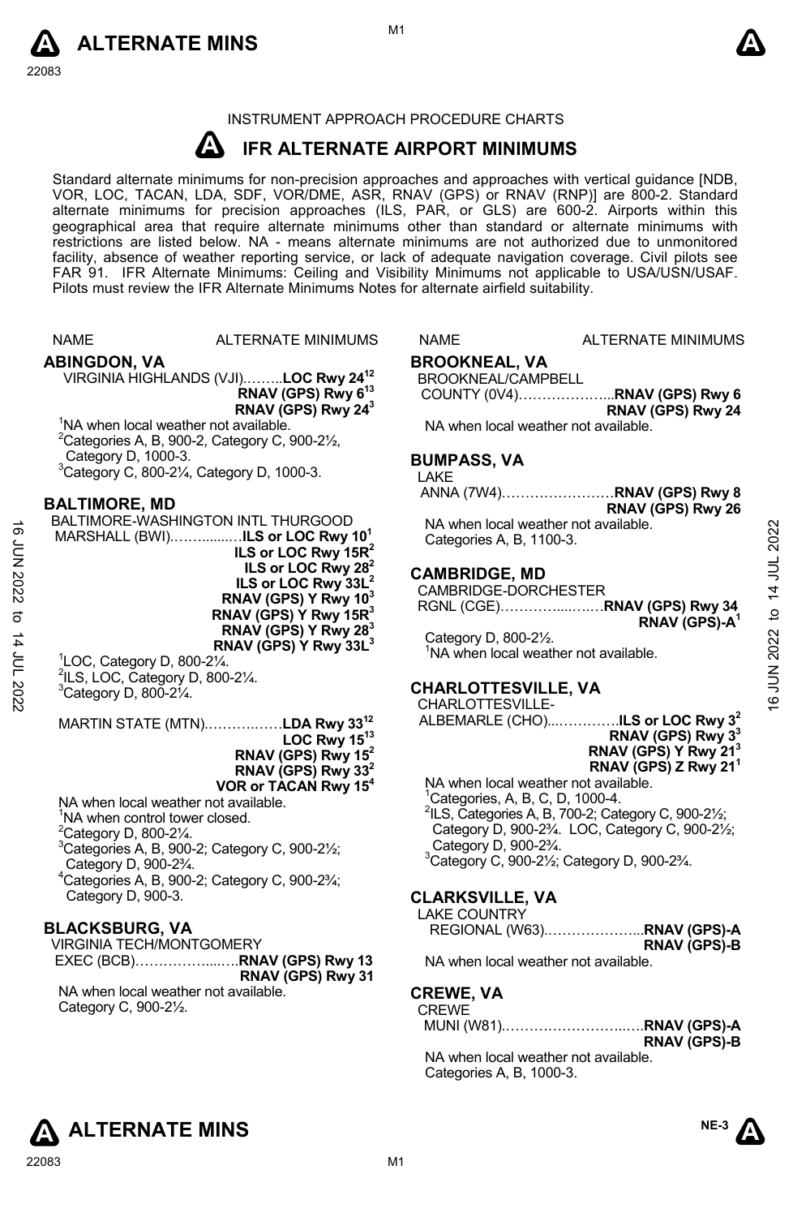INSTRUMENT APPROACH PROCEDURE CHARTS

# IFR ALTERNATE AIRPORT MINIMUMS

Standard alternate minimums for non-precision approaches and approaches with vertical guidance [NDB, VOR, LOC, TACAN, LDA, SDF, VOR/DME, ASR, RNAV (GPS) or RNAV (RNP)] are 800-2. Standard alternate minimums for precision approaches (ILS, PAR, or GLS) are 600-2. Airports within this geographical area that require alternate minimums other than standard or alternate minimums with restrictions are listed below. NA - means alternate minimums are not authorized due to unmonitored facility, absence of weather reporting service, or lack of adequate navigation coverage. Civil pilots see FAR 91. IFR Alternate Minimums: Ceiling and Visibility Minimums not applicable to USA/USN/USAF. Pilots must review the IFR Alternate Minimums Notes for alternate airfield suitability.

NAME ALTERNATE MINIMUMS

## ABINGDON, VA

VIRGINIA HIGHLANDS (VJI)……..**LOC Rwy 24**[12]
**RNAV (GPS) Rwy 6**[13]
**RNAV (GPS) Rwy 24**[3]

[1]NA when local weather not available.
[2]Categories A, B, 900-2, Category C, 900-2½, Category D, 1000-3.
[3]Category C, 800-2¼, Category D, 1000-3.

## BALTIMORE, MD

BALTIMORE-WASHINGTON INTL THURGOOD MARSHALL (BWI)……......…**ILS or LOC Rwy 10**[1]
**ILS or LOC Rwy 15R**[2]
**ILS or LOC Rwy 28**[2]
**ILS or LOC Rwy 33L**[2]
**RNAV (GPS) Y Rwy 10**[3]
**RNAV (GPS) Y Rwy 15R**[3]
**RNAV (GPS) Y Rwy 28**[3]
**RNAV (GPS) Y Rwy 33L**[3]

[1]LOC, Category D, 800-2¼.
[2]ILS, LOC, Category D, 800-2¼.
[3]Category D, 800-2¼.

MARTIN STATE (MTN)………..……**LDA Rwy 33**[12]
**LOC Rwy 15**[13]
**RNAV (GPS) Rwy 15**[2]
**RNAV (GPS) Rwy 33**[2]
**VOR or TACAN Rwy 15**[4]

NA when local weather not available.
[1]NA when control tower closed.
[2]Category D, 800-2¼.
[3]Categories A, B, 900-2; Category C, 900-2½; Category D, 900-2¾.
[4]Categories A, B, 900-2; Category C, 900-2¾; Category D, 900-3.

## BLACKSBURG, VA

VIRGINIA TECH/MONTGOMERY EXEC (BCB)……………....….**RNAV (GPS) Rwy 13**
**RNAV (GPS) Rwy 31**

NA when local weather not available.
Category C, 900-2½.

NAME ALTERNATE MINIMUMS

## BROOKNEAL, VA

BROOKNEAL/CAMPBELL COUNTY (0V4)………………...**RNAV (GPS) Rwy 6**
**RNAV (GPS) Rwy 24**

NA when local weather not available.

## BUMPASS, VA

LAKE ANNA (7W4)……………………**RNAV (GPS) Rwy 8**
**RNAV (GPS) Rwy 26**

NA when local weather not available.
Categories A, B, 1100-3.

## CAMBRIDGE, MD

CAMBRIDGE-DORCHESTER RGNL (CGE)…………....….…**RNAV (GPS) Rwy 34**
**RNAV (GPS)-A**[1]

Category D, 800-2½.
[1]NA when local weather not available.

## CHARLOTTESVILLE, VA

CHARLOTTESVILLE-ALBEMARLE (CHO)...…………**ILS or LOC Rwy 3**[2]
**RNAV (GPS) Rwy 3**[3]
**RNAV (GPS) Y Rwy 21**[3]
**RNAV (GPS) Z Rwy 21**[1]

NA when local weather not available.
[1]Categories, A, B, C, D, 1000-4.
[2]ILS, Categories A, B, 700-2; Category C, 900-2½; Category D, 900-2¾. LOC, Category C, 900-2½; Category D, 900-2¾.
[3]Category C, 900-2½; Category D, 900-2¾.

## CLARKSVILLE, VA

LAKE COUNTRY REGIONAL (W63).………………...**RNAV (GPS)-A**
**RNAV (GPS)-B**

NA when local weather not available.

## CREWE, VA

CREWE MUNI (W81).……………………..….**RNAV (GPS)-A**
**RNAV (GPS)-B**

NA when local weather not available.
Categories A, B, 1000-3.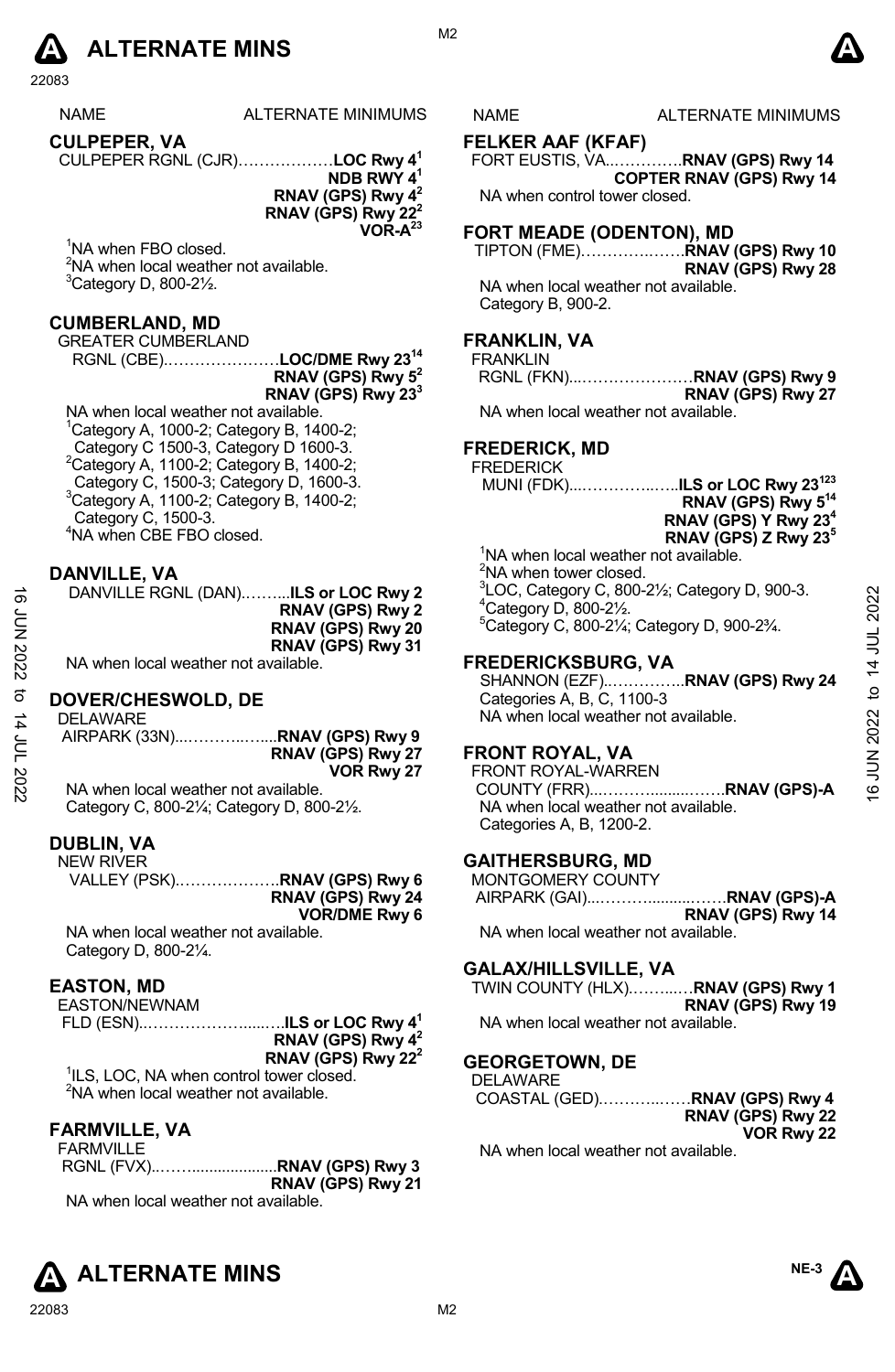NAME ALTERNATE MINIMUMS

## CULPEPER, VA

CULPEPER RGNL (CJR)………………**LOC Rwy 4**[1]
**NDB RWY 4**[1]
**RNAV (GPS) Rwy 4**[2]
**RNAV (GPS) Rwy 22**[2]
**VOR-A**[23]

[1]NA when FBO closed.
[2]NA when local weather not available.
[3]Category D, 800-2½.

## CUMBERLAND, MD

GREATER CUMBERLAND RGNL (CBE)…………………**LOC/DME Rwy 23**[14]
**RNAV (GPS) Rwy 5**[2]
**RNAV (GPS) Rwy 23**[3]

NA when local weather not available.
[1]Category A, 1000-2; Category B, 1400-2; Category C 1500-3, Category D 1600-3.
[2]Category A, 1100-2; Category B, 1400-2; Category C, 1500-3; Category D, 1600-3.
[3]Category A, 1100-2; Category B, 1400-2; Category C, 1500-3.
[4]NA when CBE FBO closed.

## DANVILLE, VA

DANVILLE RGNL (DAN)……...**ILS or LOC Rwy 2**
**RNAV (GPS) Rwy 2**
**RNAV (GPS) Rwy 20**
**RNAV (GPS) Rwy 31**

NA when local weather not available.

## DOVER/CHESWOLD, DE

DELAWARE AIRPARK (33N)...………...…...**RNAV (GPS) Rwy 9**
**RNAV (GPS) Rwy 27**
**VOR Rwy 27**

NA when local weather not available.
Category C, 800-2¼; Category D, 800-2½.

## DUBLIN, VA

NEW RIVER VALLEY (PSK)……………….**RNAV (GPS) Rwy 6**
**RNAV (GPS) Rwy 24**
**VOR/DME Rwy 6**

NA when local weather not available.
Category D, 800-2¼.

## EASTON, MD

EASTON/NEWNAM FLD (ESN)..………………....….**ILS or LOC Rwy 4**[1]
**RNAV (GPS) Rwy 4**[2]
**RNAV (GPS) Rwy 22**[2]

[1]ILS, LOC, NA when control tower closed.
[2]NA when local weather not available.

## FARMVILLE, VA

FARMVILLE RGNL (FVX)..……...................**RNAV (GPS) Rwy 3**
**RNAV (GPS) Rwy 21**

NA when local weather not available.

NAME ALTERNATE MINIMUMS

## FELKER AAF (KFAF)

FORT EUSTIS, VA...…………**RNAV (GPS) Rwy 14**
**COPTER RNAV (GPS) Rwy 14**

NA when control tower closed.

## FORT MEADE (ODENTON), MD

TIPTON (FME)…………..…….**RNAV (GPS) Rwy 10**
**RNAV (GPS) Rwy 28**

NA when local weather not available.
Category B, 900-2.

## FRANKLIN, VA

FRANKLIN RGNL (FKN)...…………………**RNAV (GPS) Rwy 9**
**RNAV (GPS) Rwy 27**

NA when local weather not available.

## FREDERICK, MD

FREDERICK MUNI (FDK)....……………..…..**ILS or LOC Rwy 23**[123]
**RNAV (GPS) Rwy 5**[14]
**RNAV (GPS) Y Rwy 23**[4]
**RNAV (GPS) Z Rwy 23**[5]

[1]NA when local weather not available.
[2]NA when tower closed.
[3]LOC, Category C, 800-2½; Category D, 900-3.
[4]Category D, 800-2½.
[5]Category C, 800-2¼; Category D, 900-2¾.

## FREDERICKSBURG, VA

SHANNON (EZF)..…………..**RNAV (GPS) Rwy 24**
Categories A, B, C, 1100-3
NA when local weather not available.

## FRONT ROYAL, VA

FRONT ROYAL-WARREN COUNTY (FRR)...……….........…….**RNAV (GPS)-A**
NA when local weather not available.
Categories A, B, 1200-2.

## GAITHERSBURG, MD

MONTGOMERY COUNTY AIRPARK (GAI)....………..........……**RNAV (GPS)-A**
**RNAV (GPS) Rwy 14**

NA when local weather not available.

## GALAX/HILLSVILLE, VA

TWIN COUNTY (HLX)..……...…**RNAV (GPS) Rwy 1**
**RNAV (GPS) Rwy 19**

NA when local weather not available.

## GEORGETOWN, DE

DELAWARE COASTAL (GED)………...……**RNAV (GPS) Rwy 4**
**RNAV (GPS) Rwy 22**
**VOR Rwy 22**

NA when local weather not available.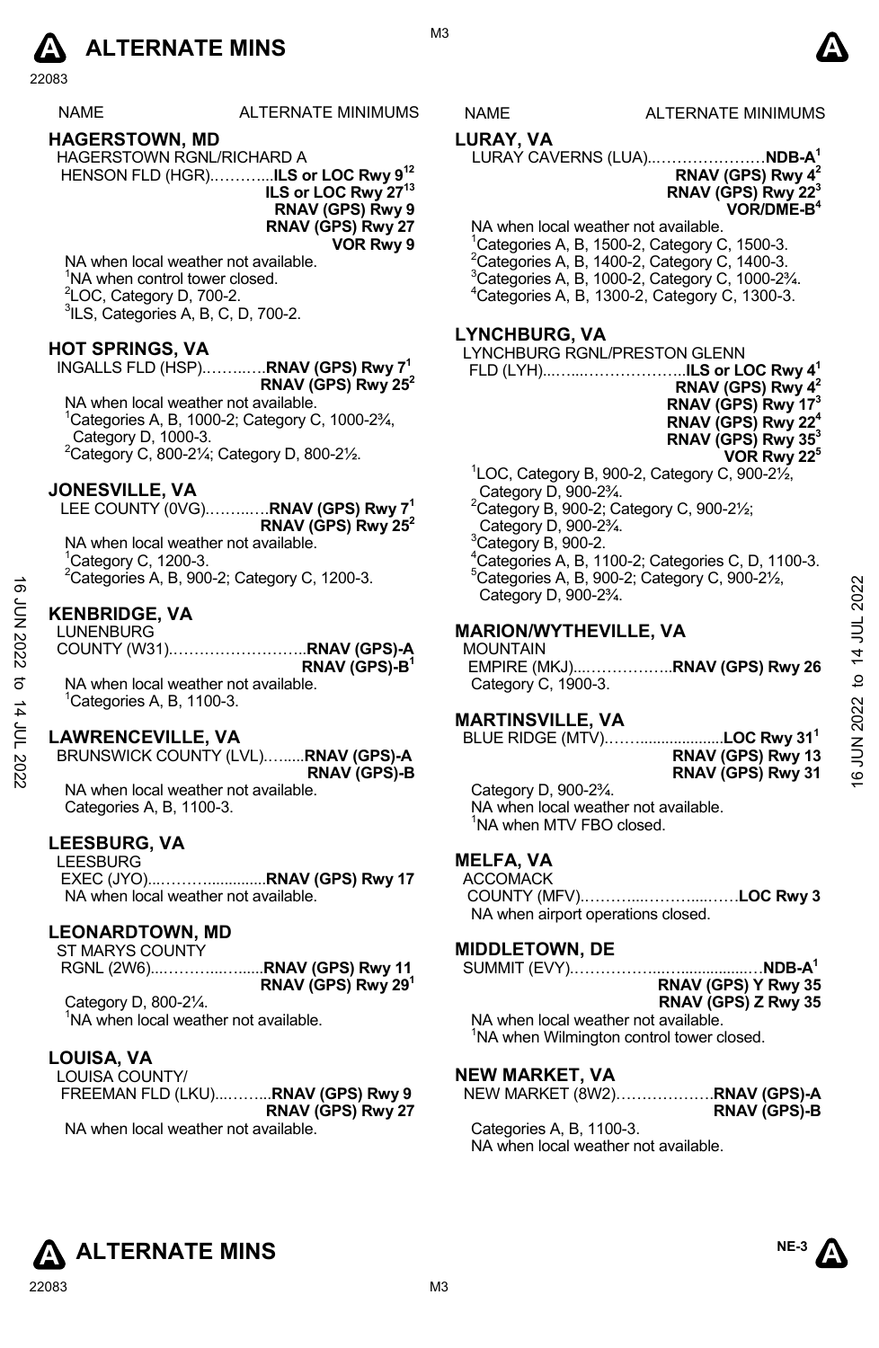# ALTERNATE MINS

| NAME | ALTERNATE MINIMUMS |
|---|---|

## HAGERSTOWN, MD

HAGERSTOWN RGNL/RICHARD A HENSON FLD (HGR)..........**ILS or LOC Rwy 9**[1,2]
**ILS or LOC Rwy 27**[1,3]
**RNAV (GPS) Rwy 9**
**RNAV (GPS) Rwy 27**
**VOR Rwy 9**

NA when local weather not available.
[1]NA when control tower closed.
[2]LOC, Category D, 700-2.
[3]ILS, Categories A, B, C, D, 700-2.

## HOT SPRINGS, VA

INGALLS FLD (HSP)..........**RNAV (GPS) Rwy 7**[1]
**RNAV (GPS) Rwy 25**[2]

NA when local weather not available.
[1]Categories A, B, 1000-2; Category C, 1000-2¾, Category D, 1000-3.
[2]Category C, 800-2¼; Category D, 800-2½.

## JONESVILLE, VA

LEE COUNTY (0VG)..........**RNAV (GPS) Rwy 7**[1]
**RNAV (GPS) Rwy 25**[2]

NA when local weather not available.
[1]Category C, 1200-3.
[2]Categories A, B, 900-2; Category C, 1200-3.

## KENBRIDGE, VA

LUNENBURG COUNTY (W31)..........................**RNAV (GPS)-A**
**RNAV (GPS)-B**[1]

NA when local weather not available.
[1]Categories A, B, 1100-3.

## LAWRENCEVILLE, VA

BRUNSWICK COUNTY (LVL)........**RNAV (GPS)-A**
**RNAV (GPS)-B**

NA when local weather not available.
Categories A, B, 1100-3.

## LEESBURG, VA

LEESBURG EXEC (JYO)...................**RNAV (GPS) Rwy 17**

NA when local weather not available.

## LEONARDTOWN, MD

ST MARYS COUNTY RGNL (2W6)....................**RNAV (GPS) Rwy 11**
**RNAV (GPS) Rwy 29**[1]

Category D, 800-2¼.
[1]NA when local weather not available.

## LOUISA, VA

LOUISA COUNTY/ FREEMAN FLD (LKU)..........**RNAV (GPS) Rwy 9**
**RNAV (GPS) Rwy 27**

NA when local weather not available.

## LURAY, VA

LURAY CAVERNS (LUA)......................**NDB-A**[1]
**RNAV (GPS) Rwy 4**[2]
**RNAV (GPS) Rwy 22**[3]
**VOR/DME-B**[4]

NA when local weather not available.
[1]Categories A, B, 1500-2, Category C, 1500-3.
[2]Categories A, B, 1400-2, Category C, 1400-3.
[3]Categories A, B, 1000-2, Category C, 1000-2¾.
[4]Categories A, B, 1300-2, Category C, 1300-3.

## LYNCHBURG, VA

LYNCHBURG RGNL/PRESTON GLENN FLD (LYH)..........................**ILS or LOC Rwy 4**[1]
**RNAV (GPS) Rwy 4**[2]
**RNAV (GPS) Rwy 17**[3]
**RNAV (GPS) Rwy 22**[4]
**RNAV (GPS) Rwy 35**[3]
**VOR Rwy 22**[5]

[1]LOC, Category B, 900-2, Category C, 900-2½, Category D, 900-2¾.
[2]Category B, 900-2; Category C, 900-2½; Category D, 900-2¾.
[3]Category B, 900-2.
[4]Categories A, B, 1100-2; Categories C, D, 1100-3.
[5]Categories A, B, 900-2; Category C, 900-2½, Category D, 900-2¾.

## MARION/WYTHEVILLE, VA

MOUNTAIN EMPIRE (MKJ)...................**RNAV (GPS) Rwy 26**

Category C, 1900-3.

## MARTINSVILLE, VA

BLUE RIDGE (MTV)..........................**LOC Rwy 31**[1]
**RNAV (GPS) Rwy 13**
**RNAV (GPS) Rwy 31**

Category D, 900-2¾.
NA when local weather not available.
[1]NA when MTV FBO closed.

## MELFA, VA

ACCOMACK COUNTY (MFV)..............................**LOC Rwy 3**

NA when airport operations closed.

## MIDDLETOWN, DE

SUMMIT (EVY)........................................**NDB-A**[1]
**RNAV (GPS) Y Rwy 35**
**RNAV (GPS) Z Rwy 35**

NA when local weather not available.
[1]NA when Wilmington control tower closed.

## NEW MARKET, VA

NEW MARKET (8W2)...................**RNAV (GPS)-A**
**RNAV (GPS)-B**

Categories A, B, 1100-3.
NA when local weather not available.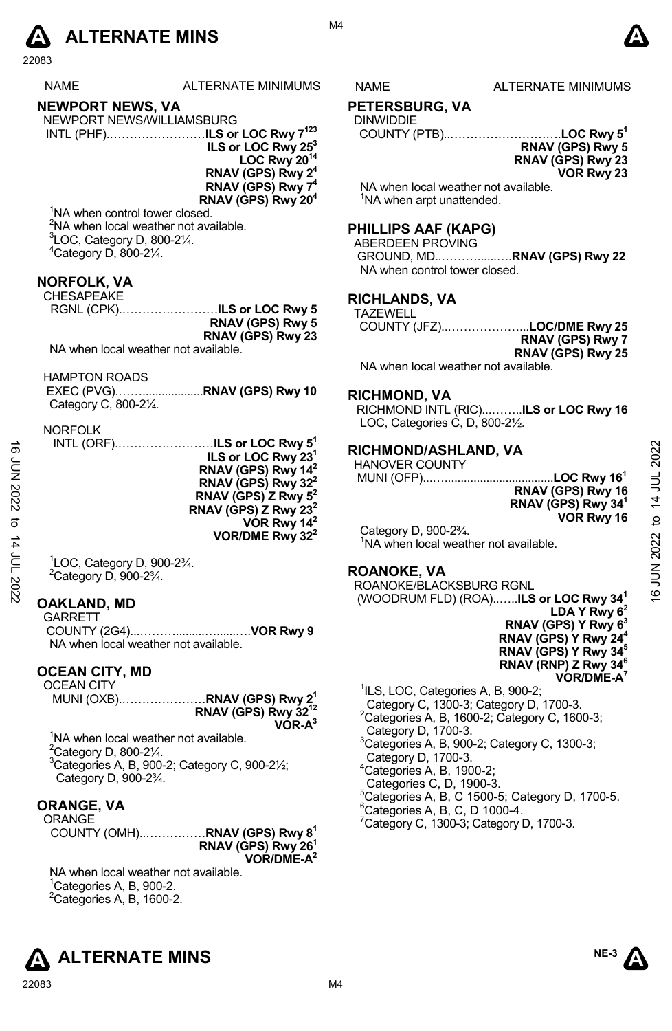# ALTERNATE MINS

| NAME | ALTERNATE MINIMUMS |
|---|---|

## NEWPORT NEWS, VA

NEWPORT NEWS/WILLIAMSBURG
INTL (PHF)……………………**ILS or LOC Rwy 7**[123]
**ILS or LOC Rwy 25**[3]
**LOC Rwy 20**[14]
**RNAV (GPS) Rwy 2**[4]
**RNAV (GPS) Rwy 7**[4]
**RNAV (GPS) Rwy 20**[4]

[1]NA when control tower closed.
[2]NA when local weather not available.
[3]LOC, Category D, 800-2¼.
[4]Category D, 800-2¼.

## NORFOLK, VA

CHESAPEAKE
RGNL (CPK)……………………**ILS or LOC Rwy 5**
**RNAV (GPS) Rwy 5**
**RNAV (GPS) Rwy 23**

NA when local weather not available.

HAMPTON ROADS
EXEC (PVG)………..................**RNAV (GPS) Rwy 10**

Category C, 800-2¼.

NORFOLK
INTL (ORF)……………………**ILS or LOC Rwy 5**[1]
**ILS or LOC Rwy 23**[1]
**RNAV (GPS) Rwy 14**[2]
**RNAV (GPS) Rwy 32**[2]
**RNAV (GPS) Z Rwy 5**[2]
**RNAV (GPS) Z Rwy 23**[2]
**VOR Rwy 14**[2]
**VOR/DME Rwy 32**[2]

[1]LOC, Category D, 900-2¾.
[2]Category D, 900-2¾.

## OAKLAND, MD

GARRETT
COUNTY (2G4)...………..........…......….**VOR Rwy 9**

NA when local weather not available.

## OCEAN CITY, MD

OCEAN CITY
MUNI (OXB)…………………**RNAV (GPS) Rwy 2**[1]
**RNAV (GPS) Rwy 32**[12]
**VOR-A**[3]

[1]NA when local weather not available.
[2]Category D, 800-2¼.
[3]Categories A, B, 900-2; Category C, 900-2½; Category D, 900-2¾.

## ORANGE, VA

ORANGE
COUNTY (OMH)..……………**RNAV (GPS) Rwy 8**[1]
**RNAV (GPS) Rwy 26**[1]
**VOR/DME-A**[2]

NA when local weather not available.
[1]Categories A, B, 900-2.
[2]Categories A, B, 1600-2.

## PETERSBURG, VA

DINWIDDIE
COUNTY (PTB)..……………………….**LOC Rwy 5**[1]
**RNAV (GPS) Rwy 5**
**RNAV (GPS) Rwy 23**
**VOR Rwy 23**

NA when local weather not available.
[1]NA when arpt unattended.

## PHILLIPS AAF (KAPG)

ABERDEEN PROVING
GROUND, MD..………......….**RNAV (GPS) Rwy 22**

NA when control tower closed.

## RICHLANDS, VA

TAZEWELL
COUNTY (JFZ)..………………...**LOC/DME Rwy 25**
**RNAV (GPS) Rwy 7**
**RNAV (GPS) Rwy 25**

NA when local weather not available.

## RICHMOND, VA

RICHMOND INTL (RIC)...……..**ILS or LOC Rwy 16**

LOC, Categories C, D, 800-2½.

## RICHMOND/ASHLAND, VA

HANOVER COUNTY
MUNI (OFP)...….................................**LOC Rwy 16**[1]
**RNAV (GPS) Rwy 16**
**RNAV (GPS) Rwy 34**[1]
**VOR Rwy 16**

Category D, 900-2¾.
[1]NA when local weather not available.

## ROANOKE, VA

ROANOKE/BLACKSBURG RGNL
(WOODRUM FLD) (ROA)..…..**ILS or LOC Rwy 34**[1]
**LDA Y Rwy 6**[2]
**RNAV (GPS) Y Rwy 6**[3]
**RNAV (GPS) Y Rwy 24**[4]
**RNAV (GPS) Y Rwy 34**[5]
**RNAV (RNP) Z Rwy 34**[6]
**VOR/DME-A**[7]

[1]ILS, LOC, Categories A, B, 900-2; Category C, 1300-3; Category D, 1700-3.
[2]Categories A, B, 1600-2; Category C, 1600-3; Category D, 1700-3.
[3]Categories A, B, 900-2; Category C, 1300-3; Category D, 1700-3.
[4]Categories A, B, 1900-2; Categories C, D, 1900-3.
[5]Categories A, B, C 1500-5; Category D, 1700-5.
[6]Categories A, B, C, D 1000-4.
[7]Category C, 1300-3; Category D, 1700-3.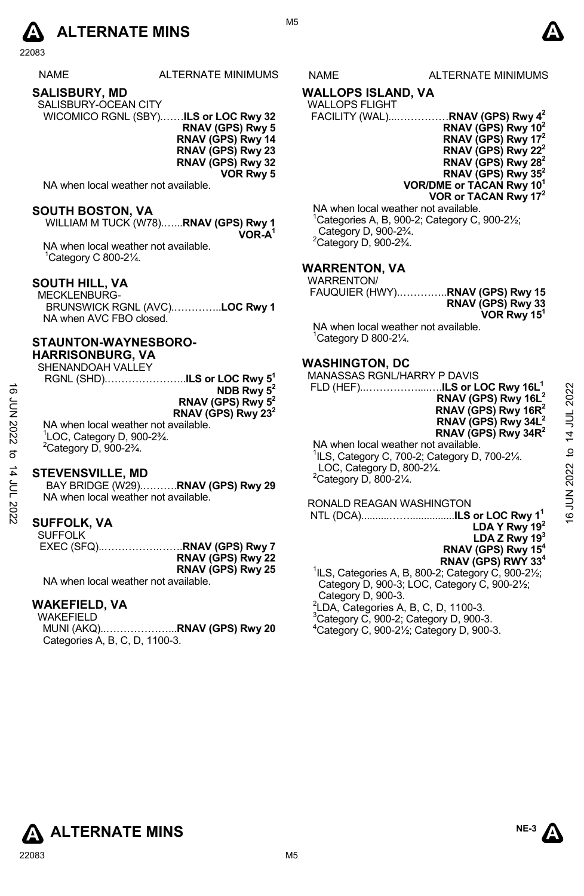| NAME | ALTERNATE MINIMUMS |
|---|---|
| **SALISBURY, MD** | |
| SALISBURY-OCEAN CITY WICOMICO RGNL (SBY) | **ILS or LOC Rwy 32** |
| | **RNAV (GPS) Rwy 5** |
| | **RNAV (GPS) Rwy 14** |
| | **RNAV (GPS) Rwy 23** |
| | **RNAV (GPS) Rwy 32** |
| | **VOR Rwy 5** |

NA when local weather not available.

| NAME | ALTERNATE MINIMUMS |
|---|---|
| **SOUTH BOSTON, VA** | |
| WILLIAM M TUCK (W78) | **RNAV (GPS) Rwy 1** |
| | **VOR-A**[1] |

NA when local weather not available.
[1]Category C 800-2¼.

| NAME | ALTERNATE MINIMUMS |
|---|---|
| **SOUTH HILL, VA** | |
| MECKLENBURG-BRUNSWICK RGNL (AVC) | **LOC Rwy 1** |

NA when AVC FBO closed.

| NAME | ALTERNATE MINIMUMS |
|---|---|
| **STAUNTON-WAYNESBORO-HARRISONBURG, VA** | |
| SHENANDOAH VALLEY RGNL (SHD) | **ILS or LOC Rwy 5**[1] |
| | **NDB Rwy 5**[2] |
| | **RNAV (GPS) Rwy 5**[2] |
| | **RNAV (GPS) Rwy 23**[2] |

NA when local weather not available.
[1]LOC, Category D, 900-2¾.
[2]Category D, 900-2¾.

| NAME | ALTERNATE MINIMUMS |
|---|---|
| **STEVENSVILLE, MD** | |
| BAY BRIDGE (W29) | **RNAV (GPS) Rwy 29** |

NA when local weather not available.

| NAME | ALTERNATE MINIMUMS |
|---|---|
| **SUFFOLK, VA** | |
| SUFFOLK EXEC (SFQ) | **RNAV (GPS) Rwy 7** |
| | **RNAV (GPS) Rwy 22** |
| | **RNAV (GPS) Rwy 25** |

NA when local weather not available.

| NAME | ALTERNATE MINIMUMS |
|---|---|
| **WAKEFIELD, VA** | |
| WAKEFIELD MUNI (AKQ) | **RNAV (GPS) Rwy 20** |

Categories A, B, C, D, 1100-3.

| NAME | ALTERNATE MINIMUMS |
|---|---|
| **WALLOPS ISLAND, VA** | |
| WALLOPS FLIGHT FACILITY (WAL) | **RNAV (GPS) Rwy 4**[2] |
| | **RNAV (GPS) Rwy 10**[2] |
| | **RNAV (GPS) Rwy 17**[2] |
| | **RNAV (GPS) Rwy 22**[2] |
| | **RNAV (GPS) Rwy 28**[2] |
| | **RNAV (GPS) Rwy 35**[2] |
| | **VOR/DME or TACAN Rwy 10**[1] |
| | **VOR or TACAN Rwy 17**[2] |

NA when local weather not available.
[1]Categories A, B, 900-2; Category C, 900-2½; Category D, 900-2¾.
[2]Category D, 900-2¾.

| NAME | ALTERNATE MINIMUMS |
|---|---|
| **WARRENTON, VA** | |
| WARRENTON/FAUQUIER (HWY) | **RNAV (GPS) Rwy 15** |
| | **RNAV (GPS) Rwy 33** |
| | **VOR Rwy 15**[1] |

NA when local weather not available.
[1]Category D 800-2¼.

| NAME | ALTERNATE MINIMUMS |
|---|---|
| **WASHINGTON, DC** | |
| MANASSAS RGNL/HARRY P DAVIS FLD (HEF) | **ILS or LOC Rwy 16L**[1] |
| | **RNAV (GPS) Rwy 16L**[2] |
| | **RNAV (GPS) Rwy 16R**[2] |
| | **RNAV (GPS) Rwy 34L**[2] |
| | **RNAV (GPS) Rwy 34R**[2] |

NA when local weather not available.
[1]ILS, Category C, 700-2; Category D, 700-2¼. LOC, Category D, 800-2¼.
[2]Category D, 800-2¼.

| NAME | ALTERNATE MINIMUMS |
|---|---|
| RONALD REAGAN WASHINGTON NTL (DCA) | **ILS or LOC Rwy 1**[1] |
| | **LDA Y Rwy 19**[2] |
| | **LDA Z Rwy 19**[3] |
| | **RNAV (GPS) Rwy 15**[4] |
| | **RNAV (GPS) RWY 33**[4] |

[1]ILS, Categories A, B, 800-2; Category C, 900-2½; Category D, 900-3; LOC, Category C, 900-2½; Category D, 900-3.
[2]LDA, Categories A, B, C, D, 1100-3.
[3]Category C, 900-2; Category D, 900-3.
[4]Category C, 900-2½; Category D, 900-3.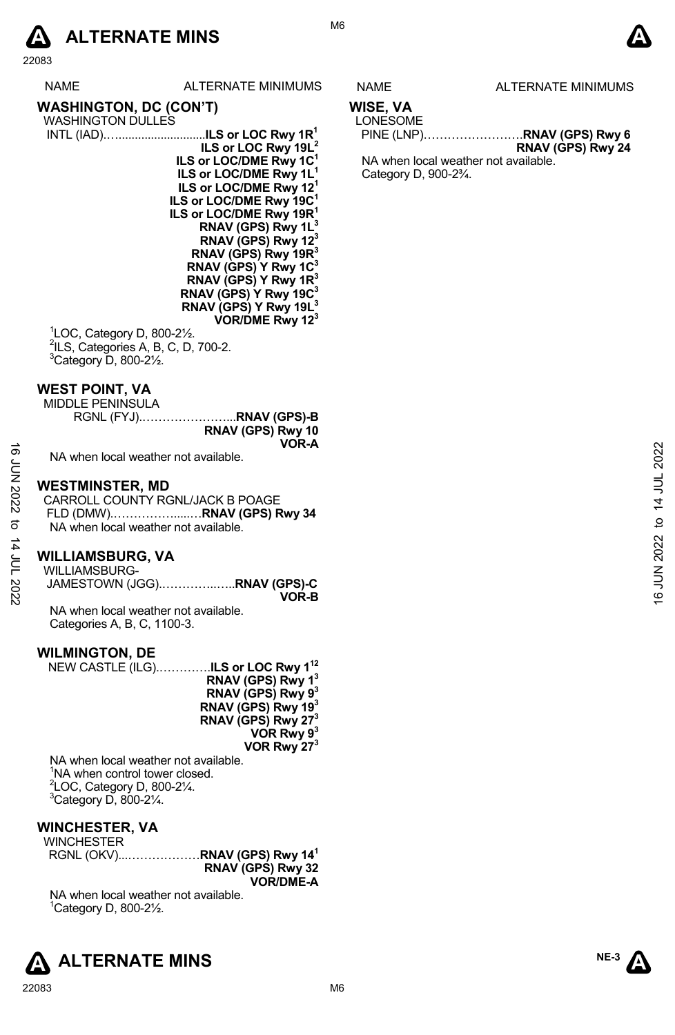| NAME | ALTERNATE MINIMUMS |
|---|---|

### WASHINGTON, DC (CON'T)

WASHINGTON DULLES
INTL (IAD)……..........................**ILS or LOC Rwy 1R**[1]
**ILS or LOC Rwy 19L**[2]
**ILS or LOC/DME Rwy 1C**[1]
**ILS or LOC/DME Rwy 1L**[1]
**ILS or LOC/DME Rwy 12**[1]
**ILS or LOC/DME Rwy 19C**[1]
**ILS or LOC/DME Rwy 19R**[1]
**RNAV (GPS) Rwy 1L**[3]
**RNAV (GPS) Rwy 12**[3]
**RNAV (GPS) Rwy 19R**[3]
**RNAV (GPS) Y Rwy 1C**[3]
**RNAV (GPS) Y Rwy 1R**[3]
**RNAV (GPS) Y Rwy 19C**[3]
**RNAV (GPS) Y Rwy 19L**[3]
**VOR/DME Rwy 12**[3]

[1]LOC, Category D, 800-2½.
[2]ILS, Categories A, B, C, D, 700-2.
[3]Category D, 800-2½.

### WEST POINT, VA

MIDDLE PENINSULA
RGNL (FYJ).…………………...**RNAV (GPS)-B**
**RNAV (GPS) Rwy 10**
**VOR-A**

NA when local weather not available.

### WESTMINSTER, MD

CARROLL COUNTY RGNL/JACK B POAGE
FLD (DMW)..……………......…**RNAV (GPS) Rwy 34**

NA when local weather not available.

### WILLIAMSBURG, VA

WILLIAMSBURG-
JAMESTOWN (JGG).…………..…..**RNAV (GPS)-C**
**VOR-B**

NA when local weather not available.
Categories A, B, C, 1100-3.

### WILMINGTON, DE

NEW CASTLE (ILG).………….**ILS or LOC Rwy 1**[12]
**RNAV (GPS) Rwy 1**[3]
**RNAV (GPS) Rwy 9**[3]
**RNAV (GPS) Rwy 19**[3]
**RNAV (GPS) Rwy 27**[3]
**VOR Rwy 9**[3]
**VOR Rwy 27**[3]

NA when local weather not available.
[1]NA when control tower closed.
[2]LOC, Category D, 800-2¼.
[3]Category D, 800-2¼.

### WINCHESTER, VA

WINCHESTER
RGNL (OKV)...………………**RNAV (GPS) Rwy 14**[1]
**RNAV (GPS) Rwy 32**
**VOR/DME-A**

NA when local weather not available.
[1]Category D, 800-2½.

### WISE, VA

LONESOME
PINE (LNP).……………………**RNAV (GPS) Rwy 6**
**RNAV (GPS) Rwy 24**

NA when local weather not available.
Category D, 900-2¾.